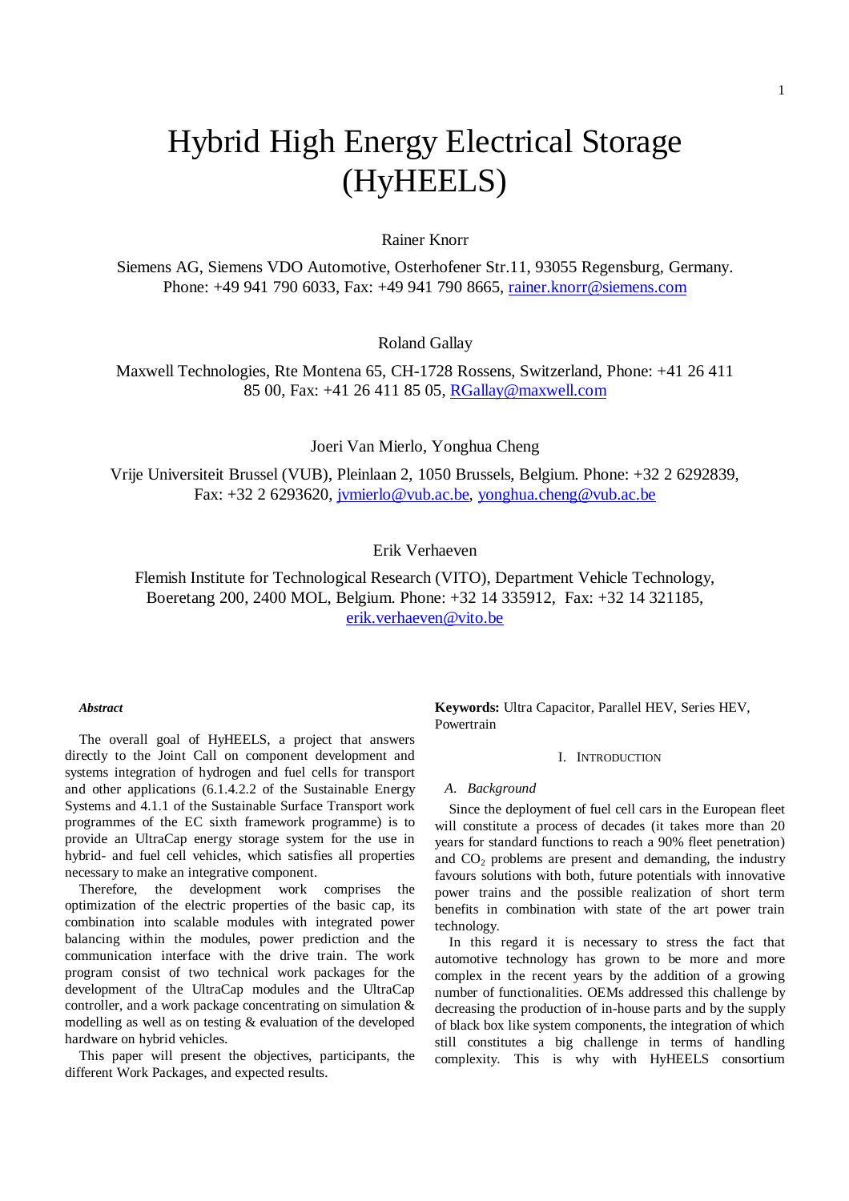# Hybrid High Energy Electrical Storage (HyHEELS)

Rainer Knorr

Siemens AG, Siemens VDO Automotive, Osterhofener Str.11, 93055 Regensburg, Germany. Phone: +49 941 790 6033, Fax: +49 941 790 8665, rainer.knorr@siemens.com

Roland Gallay

Maxwell Technologies, Rte Montena 65, CH-1728 Rossens, Switzerland, Phone: +41 26 411 85 00, Fax: +41 26 411 85 05, RGallay@maxwell.com

Joeri Van Mierlo, Yonghua Cheng

Vrije Universiteit Brussel (VUB), Pleinlaan 2, 1050 Brussels, Belgium. Phone: +32 2 6292839, Fax: +32 2 6293620, jvmierlo@vub.ac.be, yonghua.cheng@vub.ac.be

Erik Verhaeven

Flemish Institute for Technological Research (VITO), Department Vehicle Technology, Boeretang 200, 2400 MOL, Belgium. Phone: +32 14 335912, Fax: +32 14 321185, erik.verhaeven@vito.be

***Abstract***

The overall goal of HyHEELS, a project that answers directly to the Joint Call on component development and systems integration of hydrogen and fuel cells for transport and other applications (6.1.4.2.2 of the Sustainable Energy Systems and 4.1.1 of the Sustainable Surface Transport work programmes of the EC sixth framework programme) is to provide an UltraCap energy storage system for the use in hybrid- and fuel cell vehicles, which satisfies all properties necessary to make an integrative component.

Therefore, the development work comprises the optimization of the electric properties of the basic cap, its combination into scalable modules with integrated power balancing within the modules, power prediction and the communication interface with the drive train. The work program consist of two technical work packages for the development of the UltraCap modules and the UltraCap controller, and a work package concentrating on simulation & modelling as well as on testing & evaluation of the developed hardware on hybrid vehicles.

This paper will present the objectives, participants, the different Work Packages, and expected results.

**Keywords:** Ultra Capacitor, Parallel HEV, Series HEV, Powertrain

## I. Introduction

### *A. Background*

Since the deployment of fuel cell cars in the European fleet will constitute a process of decades (it takes more than 20 years for standard functions to reach a 90% fleet penetration) and $CO_2$ problems are present and demanding, the industry favours solutions with both, future potentials with innovative power trains and the possible realization of short term benefits in combination with state of the art power train technology.

In this regard it is necessary to stress the fact that automotive technology has grown to be more and more complex in the recent years by the addition of a growing number of functionalities. OEMs addressed this challenge by decreasing the production of in-house parts and by the supply of black box like system components, the integration of which still constitutes a big challenge in terms of handling complexity. This is why with HyHEELS consortium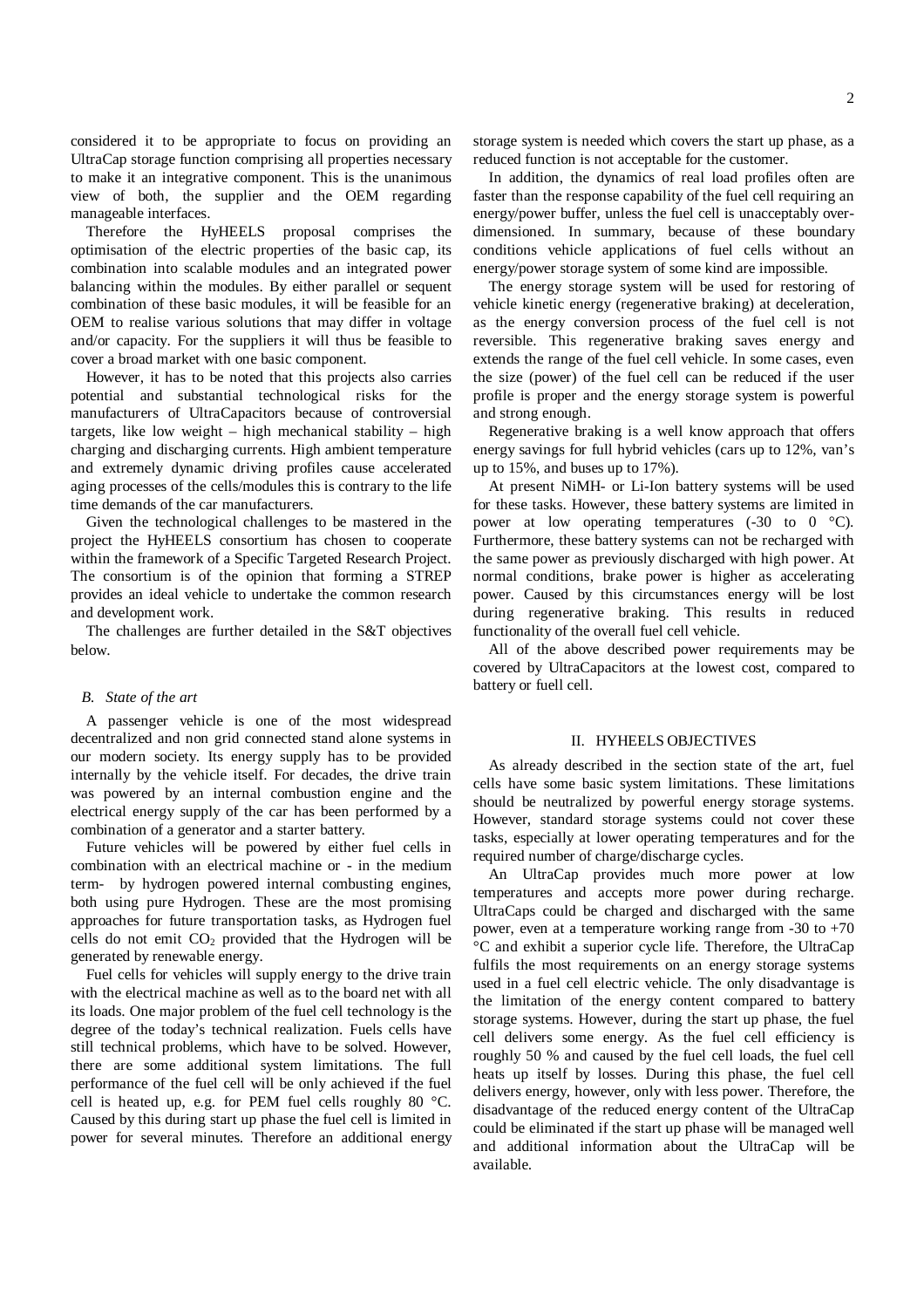considered it to be appropriate to focus on providing an UltraCap storage function comprising all properties necessary to make it an integrative component. This is the unanimous view of both, the supplier and the OEM regarding manageable interfaces.

Therefore the HyHEELS proposal comprises the optimisation of the electric properties of the basic cap, its combination into scalable modules and an integrated power balancing within the modules. By either parallel or sequent combination of these basic modules, it will be feasible for an OEM to realise various solutions that may differ in voltage and/or capacity. For the suppliers it will thus be feasible to cover a broad market with one basic component.

However, it has to be noted that this projects also carries potential and substantial technological risks for the manufacturers of UltraCapacitors because of controversial targets, like low weight – high mechanical stability – high charging and discharging currents. High ambient temperature and extremely dynamic driving profiles cause accelerated aging processes of the cells/modules this is contrary to the life time demands of the car manufacturers.

Given the technological challenges to be mastered in the project the HyHEELS consortium has chosen to cooperate within the framework of a Specific Targeted Research Project. The consortium is of the opinion that forming a STREP provides an ideal vehicle to undertake the common research and development work.

The challenges are further detailed in the S&T objectives below.

### *B. State of the art*

A passenger vehicle is one of the most widespread decentralized and non grid connected stand alone systems in our modern society. Its energy supply has to be provided internally by the vehicle itself. For decades, the drive train was powered by an internal combustion engine and the electrical energy supply of the car has been performed by a combination of a generator and a starter battery.

Future vehicles will be powered by either fuel cells in combination with an electrical machine or - in the medium term- by hydrogen powered internal combusting engines, both using pure Hydrogen. These are the most promising approaches for future transportation tasks, as Hydrogen fuel cells do not emit $CO_2$ provided that the Hydrogen will be generated by renewable energy.

Fuel cells for vehicles will supply energy to the drive train with the electrical machine as well as to the board net with all its loads. One major problem of the fuel cell technology is the degree of the today's technical realization. Fuels cells have still technical problems, which have to be solved. However, there are some additional system limitations. The full performance of the fuel cell will be only achieved if the fuel cell is heated up, e.g. for PEM fuel cells roughly 80 °C. Caused by this during start up phase the fuel cell is limited in power for several minutes. Therefore an additional energy storage system is needed which covers the start up phase, as a reduced function is not acceptable for the customer.

In addition, the dynamics of real load profiles often are faster than the response capability of the fuel cell requiring an energy/power buffer, unless the fuel cell is unacceptably over-dimensioned. In summary, because of these boundary conditions vehicle applications of fuel cells without an energy/power storage system of some kind are impossible.

The energy storage system will be used for restoring of vehicle kinetic energy (regenerative braking) at deceleration, as the energy conversion process of the fuel cell is not reversible. This regenerative braking saves energy and extends the range of the fuel cell vehicle. In some cases, even the size (power) of the fuel cell can be reduced if the user profile is proper and the energy storage system is powerful and strong enough.

Regenerative braking is a well know approach that offers energy savings for full hybrid vehicles (cars up to 12%, van's up to 15%, and buses up to 17%).

At present NiMH- or Li-Ion battery systems will be used for these tasks. However, these battery systems are limited in power at low operating temperatures (-30 to 0 °C). Furthermore, these battery systems can not be recharged with the same power as previously discharged with high power. At normal conditions, brake power is higher as accelerating power. Caused by this circumstances energy will be lost during regenerative braking. This results in reduced functionality of the overall fuel cell vehicle.

All of the above described power requirements may be covered by UltraCapacitors at the lowest cost, compared to battery or fuell cell.

## II. HYHEELS OBJECTIVES

As already described in the section state of the art, fuel cells have some basic system limitations. These limitations should be neutralized by powerful energy storage systems. However, standard storage systems could not cover these tasks, especially at lower operating temperatures and for the required number of charge/discharge cycles.

An UltraCap provides much more power at low temperatures and accepts more power during recharge. UltraCaps could be charged and discharged with the same power, even at a temperature working range from -30 to +70 °C and exhibit a superior cycle life. Therefore, the UltraCap fulfils the most requirements on an energy storage systems used in a fuel cell electric vehicle. The only disadvantage is the limitation of the energy content compared to battery storage systems. However, during the start up phase, the fuel cell delivers some energy. As the fuel cell efficiency is roughly 50 % and caused by the fuel cell loads, the fuel cell heats up itself by losses. During this phase, the fuel cell delivers energy, however, only with less power. Therefore, the disadvantage of the reduced energy content of the UltraCap could be eliminated if the start up phase will be managed well and additional information about the UltraCap will be available.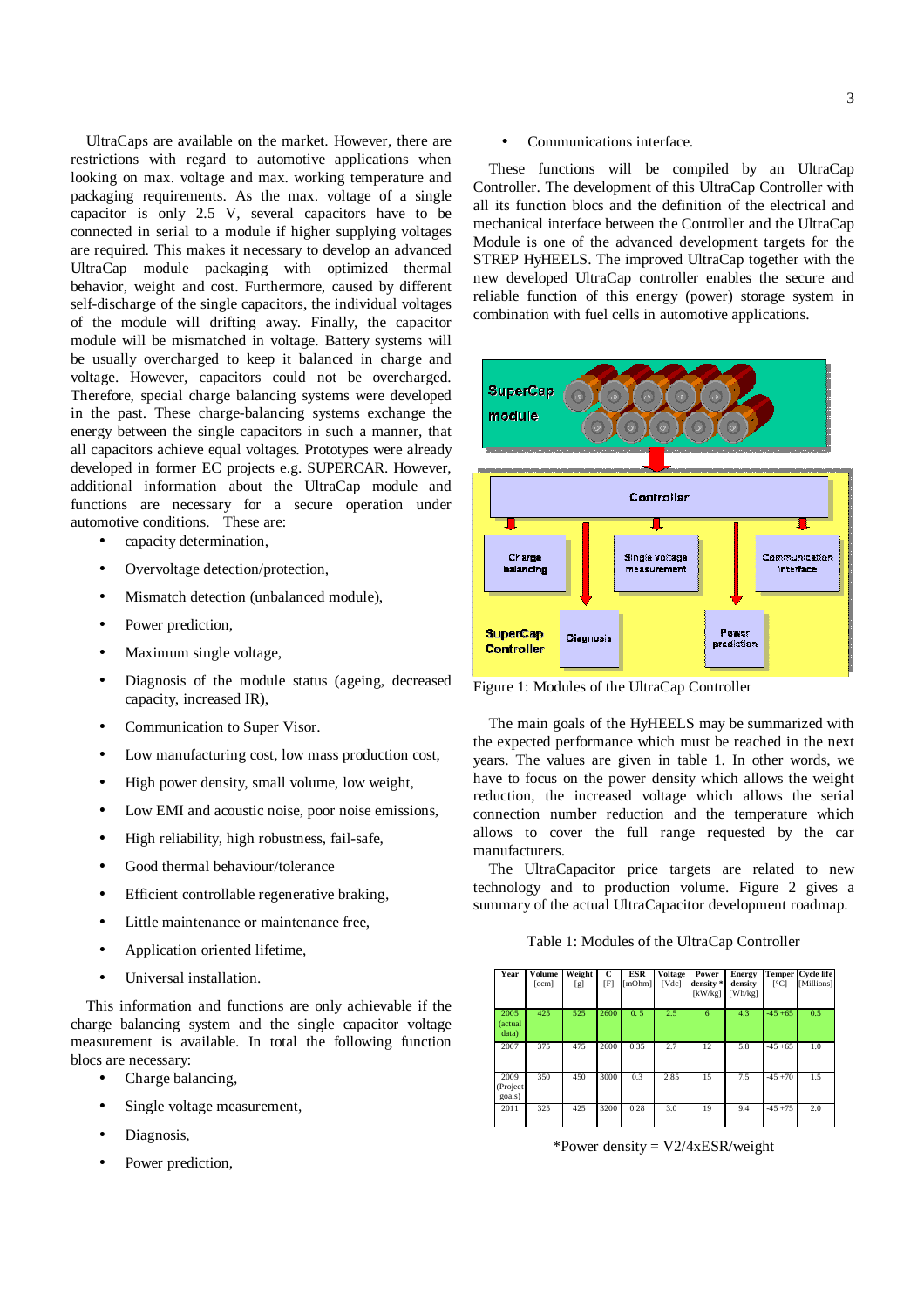UltraCaps are available on the market. However, there are restrictions with regard to automotive applications when looking on max. voltage and max. working temperature and packaging requirements. As the max. voltage of a single capacitor is only 2.5 V, several capacitors have to be connected in serial to a module if higher supplying voltages are required. This makes it necessary to develop an advanced UltraCap module packaging with optimized thermal behavior, weight and cost. Furthermore, caused by different self-discharge of the single capacitors, the individual voltages of the module will drifting away. Finally, the capacitor module will be mismatched in voltage. Battery systems will be usually overcharged to keep it balanced in charge and voltage. However, capacitors could not be overcharged. Therefore, special charge balancing systems were developed in the past. These charge-balancing systems exchange the energy between the single capacitors in such a manner, that all capacitors achieve equal voltages. Prototypes were already developed in former EC projects e.g. SUPERCAR. However, additional information about the UltraCap module and functions are necessary for a secure operation under automotive conditions. These are:

- capacity determination,
- Overvoltage detection/protection,
- Mismatch detection (unbalanced module),
- Power prediction,
- Maximum single voltage,
- Diagnosis of the module status (ageing, decreased capacity, increased IR),
- Communication to Super Visor.
- Low manufacturing cost, low mass production cost,
- High power density, small volume, low weight,
- Low EMI and acoustic noise, poor noise emissions,
- High reliability, high robustness, fail-safe,
- Good thermal behaviour/tolerance
- Efficient controllable regenerative braking,
- Little maintenance or maintenance free,
- Application oriented lifetime,
- Universal installation.

This information and functions are only achievable if the charge balancing system and the single capacitor voltage measurement is available. In total the following function blocs are necessary:

- Charge balancing,
- Single voltage measurement,
- Diagnosis,
- Power prediction,
- Communications interface.

These functions will be compiled by an UltraCap Controller. The development of this UltraCap Controller with all its function blocs and the definition of the electrical and mechanical interface between the Controller and the UltraCap Module is one of the advanced development targets for the STREP HyHEELS. The improved UltraCap together with the new developed UltraCap controller enables the secure and reliable function of this energy (power) storage system in combination with fuel cells in automotive applications.

Figure 1: Modules of the UltraCap Controller

The main goals of the HyHEELS may be summarized with the expected performance which must be reached in the next years. The values are given in table 1. In other words, we have to focus on the power density which allows the weight reduction, the increased voltage which allows the serial connection number reduction and the temperature which allows to cover the full range requested by the car manufacturers.

The UltraCapacitor price targets are related to new technology and to production volume. Figure 2 gives a summary of the actual UltraCapacitor development roadmap.

Table 1: Modules of the UltraCap Controller

| Year | Volume [ccm] | Weight [g] | C [F] | ESR [mOhm] | Voltage [Vdc] | Power density * [kW/kg] | Energy density [Wh/kg] | Temper [°C] | Cycle life [Millions] |
|---|---|---|---|---|---|---|---|---|---|
| 2005 (actual data) | 425 | 525 | 2600 | 0. 5 | 2.5 | 6 | 4.3 | -45 +65 | 0.5 |
| 2007 | 375 | 475 | 2600 | 0.35 | 2.7 | 12 | 5.8 | -45 +65 | 1.0 |
| 2009 (Project goals) | 350 | 450 | 3000 | 0.3 | 2.85 | 15 | 7.5 | -45 +70 | 1.5 |
| 2011 | 325 | 425 | 3200 | 0.28 | 3.0 | 19 | 9.4 | -45 +75 | 2.0 |

*Power density = V2/4xESR/weight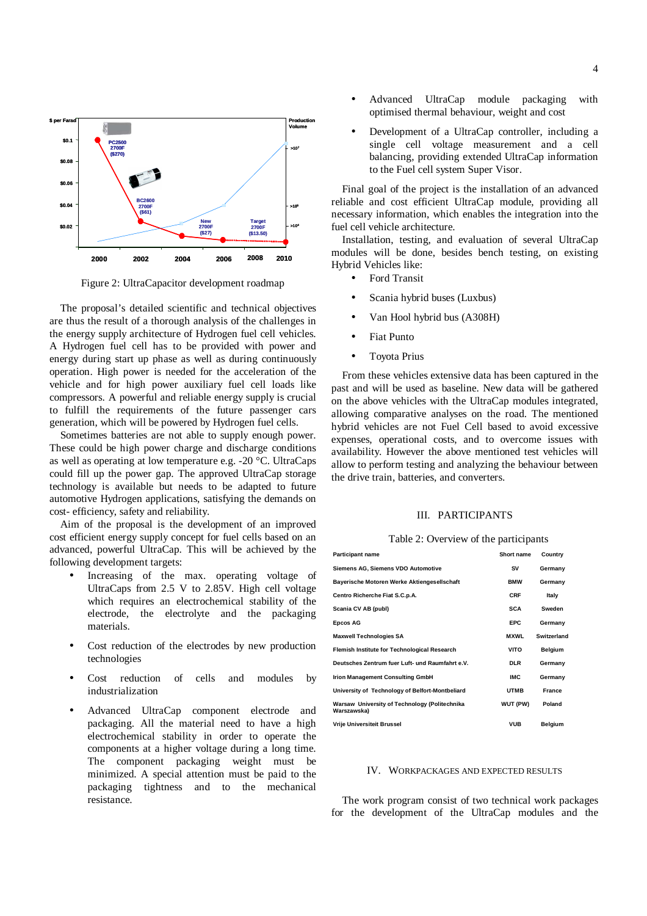Figure 2: UltraCapacitor development roadmap

The proposal's detailed scientific and technical objectives are thus the result of a thorough analysis of the challenges in the energy supply architecture of Hydrogen fuel cell vehicles. A Hydrogen fuel cell has to be provided with power and energy during start up phase as well as during continuously operation. High power is needed for the acceleration of the vehicle and for high power auxiliary fuel cell loads like compressors. A powerful and reliable energy supply is crucial to fulfill the requirements of the future passenger cars generation, which will be powered by Hydrogen fuel cells.

Sometimes batteries are not able to supply enough power. These could be high power charge and discharge conditions as well as operating at low temperature e.g. -20 °C. UltraCaps could fill up the power gap. The approved UltraCap storage technology is available but needs to be adapted to future automotive Hydrogen applications, satisfying the demands on cost- efficiency, safety and reliability.

Aim of the proposal is the development of an improved cost efficient energy supply concept for fuel cells based on an advanced, powerful UltraCap. This will be achieved by the following development targets:

- Increasing of the max. operating voltage of UltraCaps from 2.5 V to 2.85V. High cell voltage which requires an electrochemical stability of the electrode, the electrolyte and the packaging materials.
- Cost reduction of the electrodes by new production technologies
- Cost reduction of cells and modules by industrialization
- Advanced UltraCap component electrode and packaging. All the material need to have a high electrochemical stability in order to operate the components at a higher voltage during a long time. The component packaging weight must be minimized. A special attention must be paid to the packaging tightness and to the mechanical resistance.
- Advanced UltraCap module packaging with optimised thermal behaviour, weight and cost
- Development of a UltraCap controller, including a single cell voltage measurement and a cell balancing, providing extended UltraCap information to the Fuel cell system Super Visor.

Final goal of the project is the installation of an advanced reliable and cost efficient UltraCap module, providing all necessary information, which enables the integration into the fuel cell vehicle architecture.

Installation, testing, and evaluation of several UltraCap modules will be done, besides bench testing, on existing Hybrid Vehicles like:

- Ford Transit
- Scania hybrid buses (Luxbus)
- Van Hool hybrid bus (A308H)
- Fiat Punto
- Toyota Prius

From these vehicles extensive data has been captured in the past and will be used as baseline. New data will be gathered on the above vehicles with the UltraCap modules integrated, allowing comparative analyses on the road. The mentioned hybrid vehicles are not Fuel Cell based to avoid excessive expenses, operational costs, and to overcome issues with availability. However the above mentioned test vehicles will allow to perform testing and analyzing the behaviour between the drive train, batteries, and converters.

## III. Participants

Table 2: Overview of the participants

| Participant name | Short name | Country |
|---|---|---|
| Siemens AG, Siemens VDO Automotive | SV | Germany |
| Bayerische Motoren Werke Aktiengesellschaft | BMW | Germany |
| Centro Richerche Fiat S.C.p.A. | CRF | Italy |
| Scania CV AB (publ) | SCA | Sweden |
| Epcos AG | EPC | Germany |
| Maxwell Technologies SA | MXWL | Switzerland |
| Flemish Institute for Technological Research | VITO | Belgium |
| Deutsches Zentrum fuer Luft- und Raumfahrt e.V. | DLR | Germany |
| Irion Management Consulting GmbH | IMC | Germany |
| University of Technology of Belfort-Montbeliard | UTMB | France |
| Warsaw University of Technology (Politechnika Warszawska) | WUT (PW) | Poland |
| Vrije Universiteit Brussel | VUB | Belgium |

## IV. Workpackages and Expected Results

The work program consist of two technical work packages for the development of the UltraCap modules and the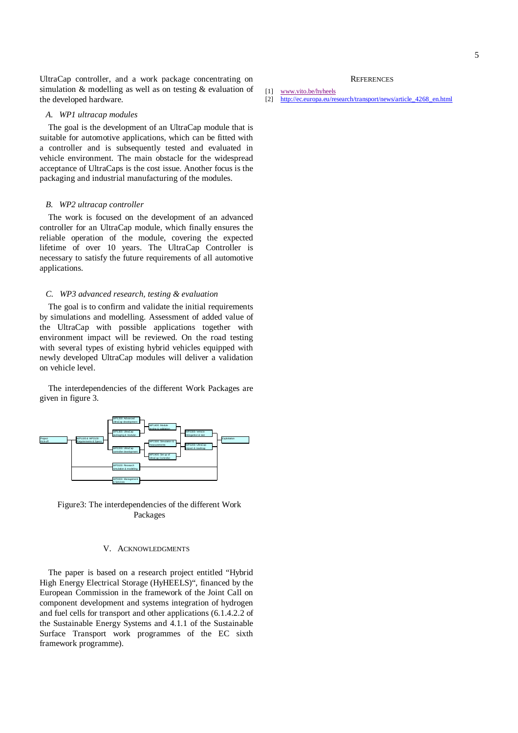UltraCap controller, and a work package concentrating on simulation & modelling as well as on testing & evaluation of the developed hardware.

### A. WP1 ultracap modules

The goal is the development of an UltraCap module that is suitable for automotive applications, which can be fitted with a controller and is subsequently tested and evaluated in vehicle environment. The main obstacle for the widespread acceptance of UltraCaps is the cost issue. Another focus is the packaging and industrial manufacturing of the modules.

### B. WP2 ultracap controller

The work is focused on the development of an advanced controller for an UltraCap module, which finally ensures the reliable operation of the module, covering the expected lifetime of over 10 years. The UltraCap Controller is necessary to satisfy the future requirements of all automotive applications.

### C. WP3 advanced research, testing & evaluation

The goal is to confirm and validate the initial requirements by simulations and modelling. Assessment of added value of the UltraCap with possible applications together with environment impact will be reviewed. On the road testing with several types of existing hybrid vehicles equipped with newly developed UltraCap modules will deliver a validation on vehicle level.

The interdependencies of the different Work Packages are given in figure 3.

Project Kick-off
WP1100 & WP2100: Requirements & Specs
WP1200: Advanced UltraCap development
WP1300: UltraCap packaging & modules
WP2200: UltraCap controller development
WP3100: Research simulation & modelling
WP0000: Management & Services
WP1400: Module testing & validation
WP2300: Simulation & measurements
WP2400: Set up of UltraCap Controller
WP3300: Vehicle integration & test
WP3200: UltraCap impact & roadmap
Exploitation

Figure3: The interdependencies of the different Work Packages

## V. Acknowledgments

The paper is based on a research project entitled "Hybrid High Energy Electrical Storage (HyHEELS)", financed by the European Commission in the framework of the Joint Call on component development and systems integration of hydrogen and fuel cells for transport and other applications (6.1.4.2.2 of the Sustainable Energy Systems and 4.1.1 of the Sustainable Surface Transport work programmes of the EC sixth framework programme).

## References

[1] www.vito.be/hyheels

[2] http://ec.europa.eu/research/transport/news/article_4268_en.html